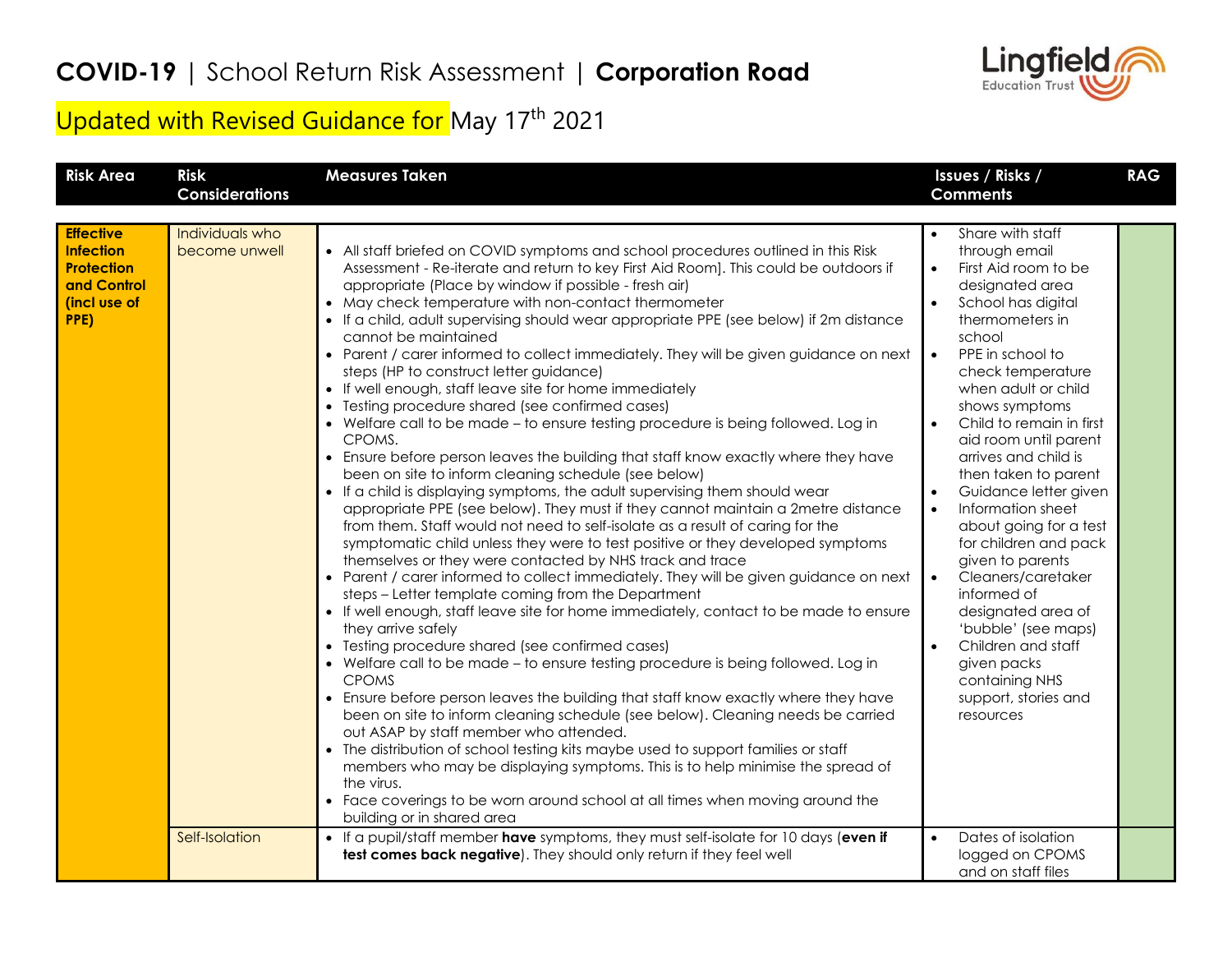# **COVID-19** | School Return Risk Assessment | **Corporation Road**

## Updated with Revised Guidance for May 17th 2021

| Risk Area | Risk Considerations | Measures Taken | Issues / Risks / Comments | RAG |
|---|---|---|---|---|
| **Effective Infection Protection and Control (incl use of PPE)** | Individuals who become unwell | • All staff briefed on COVID symptoms and school procedures outlined in this Risk Assessment - Re-iterate and return to key First Aid Room]. This could be outdoors if appropriate (Place by window if possible - fresh air)<br>• May check temperature with non-contact thermometer<br>• If a child, adult supervising should wear appropriate PPE (see below) if 2m distance cannot be maintained<br>• Parent / carer informed to collect immediately. They will be given guidance on next steps (HP to construct letter guidance)<br>• If well enough, staff leave site for home immediately<br>• Testing procedure shared (see confirmed cases)<br>• Welfare call to be made – to ensure testing procedure is being followed. Log in CPOMS.<br>• Ensure before person leaves the building that staff know exactly where they have been on site to inform cleaning schedule (see below)<br>• If a child is displaying symptoms, the adult supervising them should wear appropriate PPE (see below). They must if they cannot maintain a 2metre distance from them. Staff would not need to self-isolate as a result of caring for the symptomatic child unless they were to test positive or they developed symptoms themselves or they were contacted by NHS track and trace<br>• Parent / carer informed to collect immediately. They will be given guidance on next steps – Letter template coming from the Department<br>• If well enough, staff leave site for home immediately, contact to be made to ensure they arrive safely<br>• Testing procedure shared (see confirmed cases)<br>• Welfare call to be made – to ensure testing procedure is being followed. Log in CPOMS<br>• Ensure before person leaves the building that staff know exactly where they have been on site to inform cleaning schedule (see below). Cleaning needs be carried out ASAP by staff member who attended.<br>• The distribution of school testing kits maybe used to support families or staff members who may be displaying symptoms. This is to help minimise the spread of the virus.<br>• Face coverings to be worn around school at all times when moving around the building or in shared area | • Share with staff through email<br>• First Aid room to be designated area<br>• School has digital thermometers in school<br>• PPE in school to check temperature when adult or child shows symptoms<br>• Child to remain in first aid room until parent arrives and child is then taken to parent<br>• Guidance letter given<br>• Information sheet about going for a test for children and pack given to parents<br>• Cleaners/caretaker informed of designated area of 'bubble' (see maps)<br>• Children and staff given packs containing NHS support, stories and resources | |
| | Self-Isolation | • If a pupil/staff member **have** symptoms, they must self-isolate for 10 days (**even if test comes back negative**). They should only return if they feel well | • Dates of isolation logged on CPOMS and on staff files | |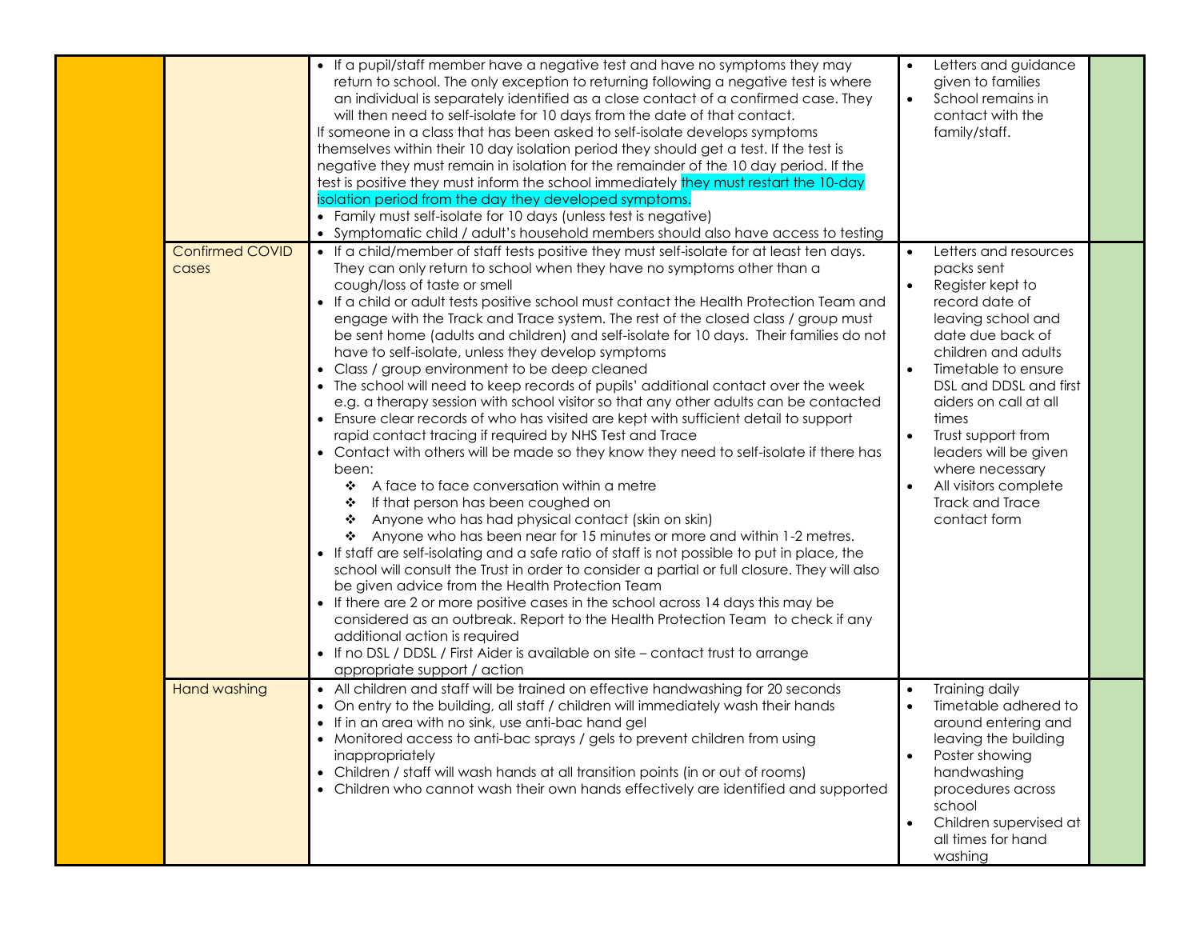| | | | | |
|---|---|---|---|---|
| | | • If a pupil/staff member have a negative test and have no symptoms they may return to school. The only exception to returning following a negative test is where an individual is separately identified as a close contact of a confirmed case. They will then need to self-isolate for 10 days from the date of that contact.<br>If someone in a class that has been asked to self-isolate develops symptoms themselves within their 10 day isolation period they should get a test. If the test is negative they must remain in isolation for the remainder of the 10 day period. If the test is positive they must inform the school immediately they must restart the 10-day isolation period from the day they developed symptoms.<br>• Family must self-isolate for 10 days (unless test is negative)<br>• Symptomatic child / adult's household members should also have access to testing | • Letters and guidance given to families<br>• School remains in contact with the family/staff. | |
| | Confirmed COVID cases | • If a child/member of staff tests positive they must self-isolate for at least ten days. They can only return to school when they have no symptoms other than a cough/loss of taste or smell<br>• If a child or adult tests positive school must contact the Health Protection Team and engage with the Track and Trace system. The rest of the closed class / group must be sent home (adults and children) and self-isolate for 10 days. Their families do not have to self-isolate, unless they develop symptoms<br>• Class / group environment to be deep cleaned<br>• The school will need to keep records of pupils' additional contact over the week e.g. a therapy session with school visitor so that any other adults can be contacted<br>• Ensure clear records of who has visited are kept with sufficient detail to support rapid contact tracing if required by NHS Test and Trace<br>• Contact with others will be made so they know they need to self-isolate if there has been:<br>❖ A face to face conversation within a metre<br>❖ If that person has been coughed on<br>❖ Anyone who has had physical contact (skin on skin)<br>❖ Anyone who has been near for 15 minutes or more and within 1-2 metres.<br>• If staff are self-isolating and a safe ratio of staff is not possible to put in place, the school will consult the Trust in order to consider a partial or full closure. They will also be given advice from the Health Protection Team<br>• If there are 2 or more positive cases in the school across 14 days this may be considered as an outbreak. Report to the Health Protection Team to check if any additional action is required<br>• If no DSL / DDSL / First Aider is available on site – contact trust to arrange appropriate support / action | • Letters and resources packs sent<br>• Register kept to record date of leaving school and date due back of children and adults<br>• Timetable to ensure DSL and DDSL and first aiders on call at all times<br>• Trust support from leaders will be given where necessary<br>• All visitors complete Track and Trace contact form | |
| | Hand washing | • All children and staff will be trained on effective handwashing for 20 seconds<br>• On entry to the building, all staff / children will immediately wash their hands<br>• If in an area with no sink, use anti-bac hand gel<br>• Monitored access to anti-bac sprays / gels to prevent children from using inappropriately<br>• Children / staff will wash hands at all transition points (in or out of rooms)<br>• Children who cannot wash their own hands effectively are identified and supported | • Training daily<br>• Timetable adhered to around entering and leaving the building<br>• Poster showing handwashing procedures across school<br>• Children supervised at all times for hand washing | |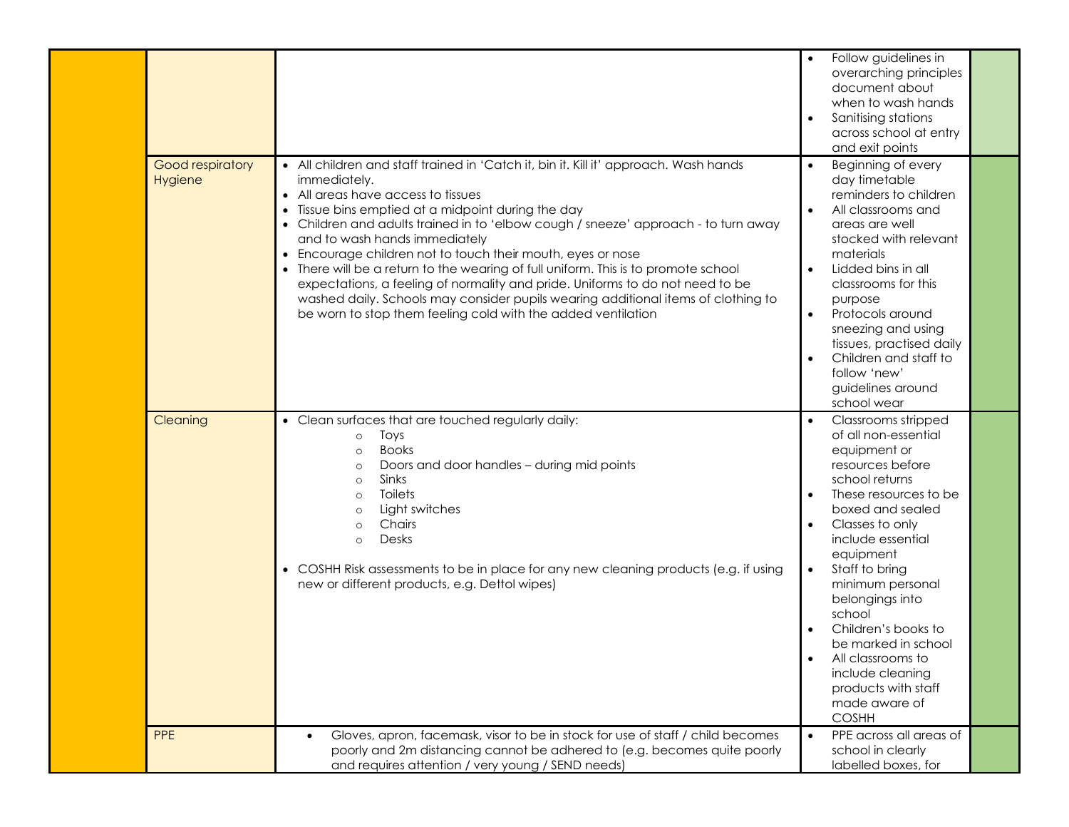| | | | | |
|---|---|---|---|---|
| | | | • Follow guidelines in overarching principles document about when to wash hands<br>• Sanitising stations across school at entry and exit points | |
| | Good respiratory Hygiene | • All children and staff trained in 'Catch it, bin it. Kill it' approach. Wash hands immediately.<br>• All areas have access to tissues<br>• Tissue bins emptied at a midpoint during the day<br>• Children and adults trained in to 'elbow cough / sneeze' approach - to turn away and to wash hands immediately<br>• Encourage children not to touch their mouth, eyes or nose<br>• There will be a return to the wearing of full uniform. This is to promote school expectations, a feeling of normality and pride. Uniforms to do not need to be washed daily. Schools may consider pupils wearing additional items of clothing to be worn to stop them feeling cold with the added ventilation | • Beginning of every day timetable reminders to children<br>• All classrooms and areas are well stocked with relevant materials<br>• Lidded bins in all classrooms for this purpose<br>• Protocols around sneezing and using tissues, practised daily<br>• Children and staff to follow 'new' guidelines around school wear | |
| | Cleaning | • Clean surfaces that are touched regularly daily:<br>  ◦ Toys<br>  ◦ Books<br>  ◦ Doors and door handles – during mid points<br>  ◦ Sinks<br>  ◦ Toilets<br>  ◦ Light switches<br>  ◦ Chairs<br>  ◦ Desks<br><br>• COSHH Risk assessments to be in place for any new cleaning products (e.g. if using new or different products, e.g. Dettol wipes) | • Classrooms stripped of all non-essential equipment or resources before school returns<br>• These resources to be boxed and sealed<br>• Classes to only include essential equipment<br>• Staff to bring minimum personal belongings into school<br>• Children's books to be marked in school<br>• All classrooms to include cleaning products with staff made aware of COSHH | |
| | PPE | • Gloves, apron, facemask, visor to be in stock for use of staff / child becomes poorly and 2m distancing cannot be adhered to (e.g. becomes quite poorly and requires attention / very young / SEND needs) | • PPE across all areas of school in clearly labelled boxes, for | |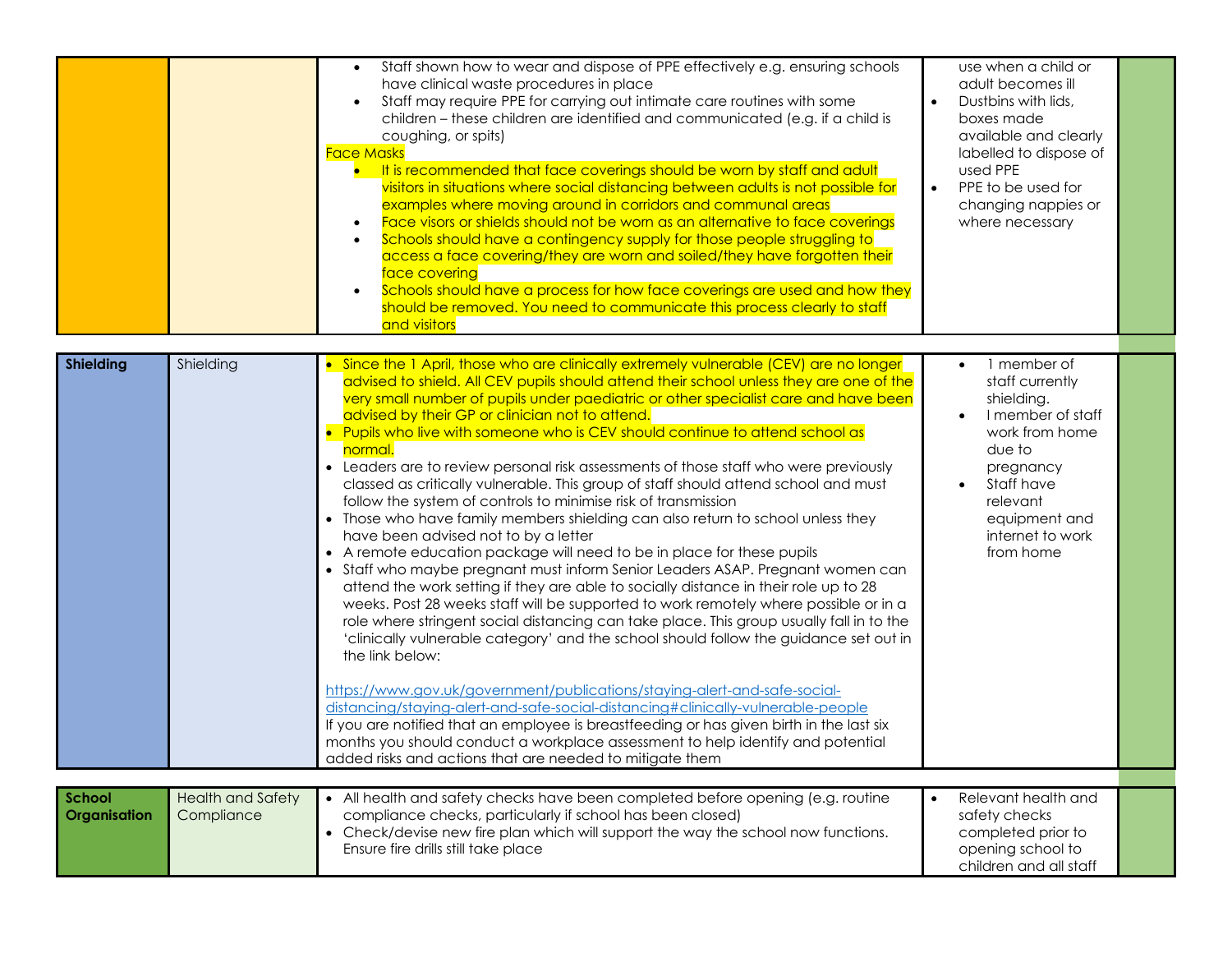| | | | | |
|---|---|---|---|---|
| | | • Staff shown how to wear and dispose of PPE effectively e.g. ensuring schools have clinical waste procedures in place<br>• Staff may require PPE for carrying out intimate care routines with some children – these children are identified and communicated (e.g. if a child is coughing, or spits)<br>Face Masks<br>• It is recommended that face coverings should be worn by staff and adult visitors in situations where social distancing between adults is not possible for examples where moving around in corridors and communal areas<br>• Face visors or shields should not be worn as an alternative to face coverings<br>• Schools should have a contingency supply for those people struggling to access a face covering/they are worn and soiled/they have forgotten their face covering<br>• Schools should have a process for how face coverings are used and how they should be removed. You need to communicate this process clearly to staff and visitors | use when a child or adult becomes ill<br>• Dustbins with lids, boxes made available and clearly labelled to dispose of used PPE<br>• PPE to be used for changing nappies or where necessary | |
| **Shielding** | Shielding | • Since the 1 April, those who are clinically extremely vulnerable (CEV) are no longer advised to shield. All CEV pupils should attend their school unless they are one of the very small number of pupils under paediatric or other specialist care and have been advised by their GP or clinician not to attend.<br>• Pupils who live with someone who is CEV should continue to attend school as normal.<br>• Leaders are to review personal risk assessments of those staff who were previously classed as critically vulnerable. This group of staff should attend school and must follow the system of controls to minimise risk of transmission<br>• Those who have family members shielding can also return to school unless they have been advised not to by a letter<br>• A remote education package will need to be in place for these pupils<br>• Staff who maybe pregnant must inform Senior Leaders ASAP. Pregnant women can attend the work setting if they are able to socially distance in their role up to 28 weeks. Post 28 weeks staff will be supported to work remotely where possible or in a role where stringent social distancing can take place. This group usually fall in to the 'clinically vulnerable category' and the school should follow the guidance set out in the link below:<br><br>https://www.gov.uk/government/publications/staying-alert-and-safe-social-distancing/staying-alert-and-safe-social-distancing#clinically-vulnerable-people<br>If you are notified that an employee is breastfeeding or has given birth in the last six months you should conduct a workplace assessment to help identify and potential added risks and actions that are needed to mitigate them | • 1 member of staff currently shielding.<br>• I member of staff work from home due to pregnancy<br>• Staff have relevant equipment and internet to work from home | |
| **School Organisation** | Health and Safety Compliance | • All health and safety checks have been completed before opening (e.g. routine compliance checks, particularly if school has been closed)<br>• Check/devise new fire plan which will support the way the school now functions. Ensure fire drills still take place | • Relevant health and safety checks completed prior to opening school to children and all staff | |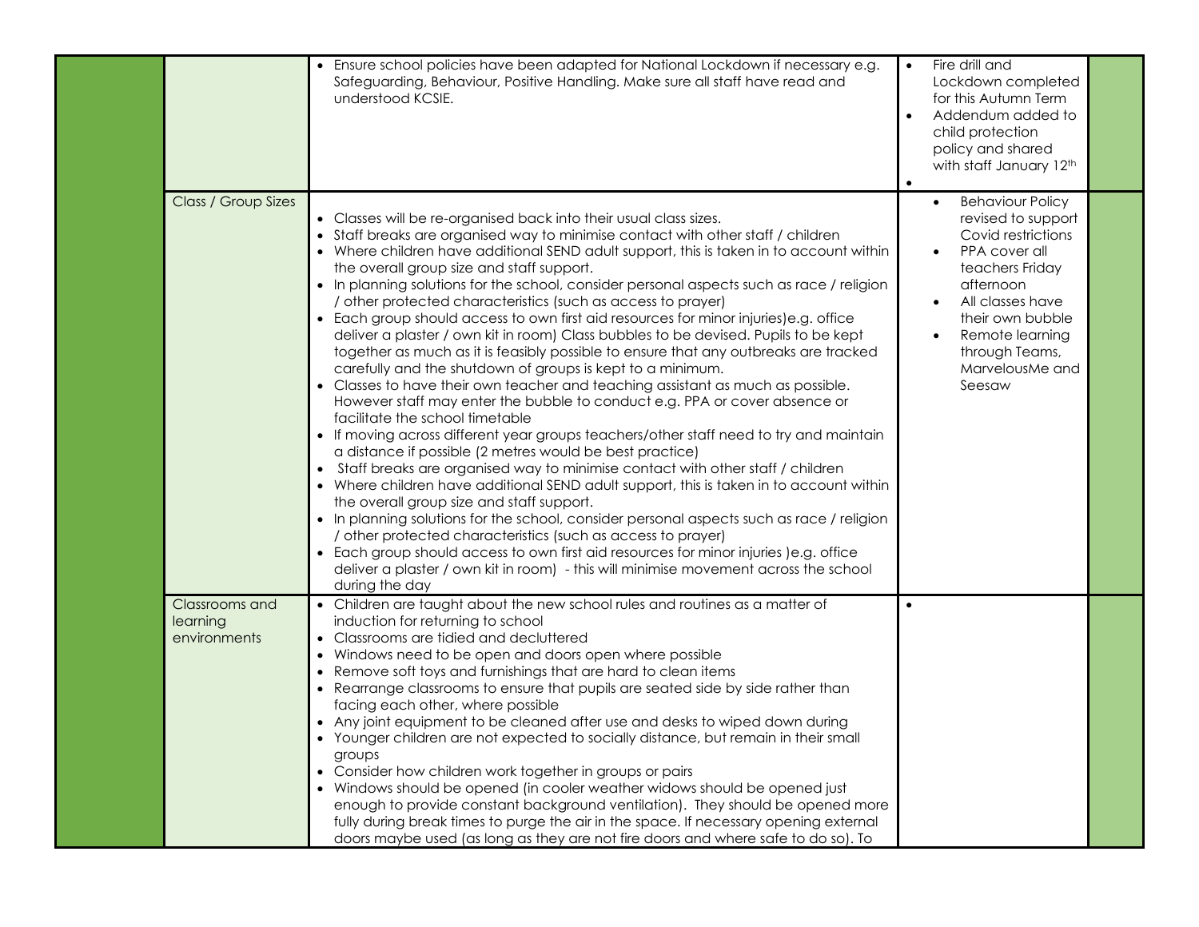| | | | | |
|---|---|---|---|---|
| | | • Ensure school policies have been adapted for National Lockdown if necessary e.g. Safeguarding, Behaviour, Positive Handling. Make sure all staff have read and understood KCSIE. | • Fire drill and Lockdown completed for this Autumn Term<br>• Addendum added to child protection policy and shared with staff January 12th<br>• | |
| | Class / Group Sizes | • Classes will be re-organised back into their usual class sizes.<br>• Staff breaks are organised way to minimise contact with other staff / children<br>• Where children have additional SEND adult support, this is taken in to account within the overall group size and staff support.<br>• In planning solutions for the school, consider personal aspects such as race / religion / other protected characteristics (such as access to prayer)<br>• Each group should access to own first aid resources for minor injuries)e.g. office deliver a plaster / own kit in room) Class bubbles to be devised. Pupils to be kept together as much as it is feasibly possible to ensure that any outbreaks are tracked carefully and the shutdown of groups is kept to a minimum.<br>• Classes to have their own teacher and teaching assistant as much as possible. However staff may enter the bubble to conduct e.g. PPA or cover absence or facilitate the school timetable<br>• If moving across different year groups teachers/other staff need to try and maintain a distance if possible (2 metres would be best practice)<br>• Staff breaks are organised way to minimise contact with other staff / children<br>• Where children have additional SEND adult support, this is taken in to account within the overall group size and staff support.<br>• In planning solutions for the school, consider personal aspects such as race / religion / other protected characteristics (such as access to prayer)<br>• Each group should access to own first aid resources for minor injuries )e.g. office deliver a plaster / own kit in room) - this will minimise movement across the school during the day | • Behaviour Policy revised to support Covid restrictions<br>• PPA cover all teachers Friday afternoon<br>• All classes have their own bubble<br>• Remote learning through Teams, MarvelousMe and Seesaw | |
| | Classrooms and learning environments | • Children are taught about the new school rules and routines as a matter of induction for returning to school<br>• Classrooms are tidied and decluttered<br>• Windows need to be open and doors open where possible<br>• Remove soft toys and furnishings that are hard to clean items<br>• Rearrange classrooms to ensure that pupils are seated side by side rather than facing each other, where possible<br>• Any joint equipment to be cleaned after use and desks to wiped down during<br>• Younger children are not expected to socially distance, but remain in their small groups<br>• Consider how children work together in groups or pairs<br>• Windows should be opened (in cooler weather widows should be opened just enough to provide constant background ventilation). They should be opened more fully during break times to purge the air in the space. If necessary opening external doors maybe used (as long as they are not fire doors and where safe to do so). To | • | |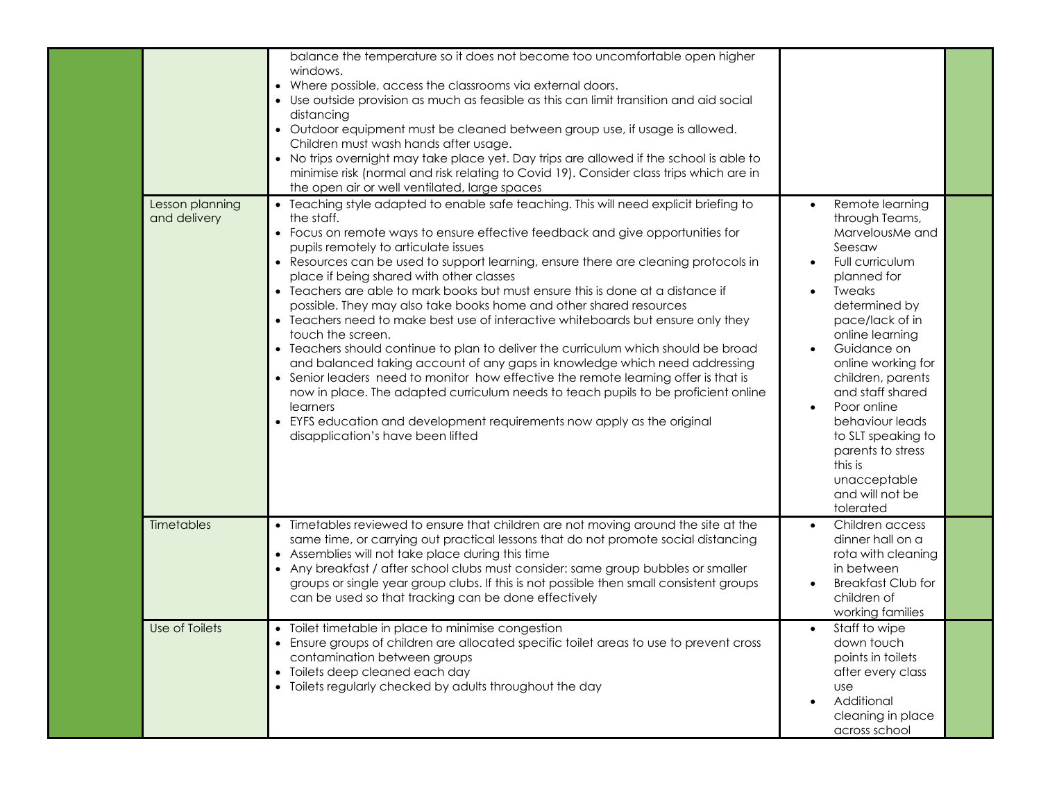| | | | | |
|---|---|---|---|---|
| | | balance the temperature so it does not become too uncomfortable open higher windows.<br>• Where possible, access the classrooms via external doors.<br>• Use outside provision as much as feasible as this can limit transition and aid social distancing<br>• Outdoor equipment must be cleaned between group use, if usage is allowed. Children must wash hands after usage.<br>• No trips overnight may take place yet. Day trips are allowed if the school is able to minimise risk (normal and risk relating to Covid 19). Consider class trips which are in the open air or well ventilated, large spaces | | |
| | Lesson planning and delivery | • Teaching style adapted to enable safe teaching. This will need explicit briefing to the staff.<br>• Focus on remote ways to ensure effective feedback and give opportunities for pupils remotely to articulate issues<br>• Resources can be used to support learning, ensure there are cleaning protocols in place if being shared with other classes<br>• Teachers are able to mark books but must ensure this is done at a distance if possible. They may also take books home and other shared resources<br>• Teachers need to make best use of interactive whiteboards but ensure only they touch the screen.<br>• Teachers should continue to plan to deliver the curriculum which should be broad and balanced taking account of any gaps in knowledge which need addressing<br>• Senior leaders need to monitor how effective the remote learning offer is that is now in place. The adapted curriculum needs to teach pupils to be proficient online learners<br>• EYFS education and development requirements now apply as the original disapplication's have been lifted | • Remote learning through Teams, MarvelousMe and Seesaw<br>• Full curriculum planned for<br>• Tweaks determined by pace/lack of in online learning<br>• Guidance on online working for children, parents and staff shared<br>• Poor online behaviour leads to SLT speaking to parents to stress this is unacceptable and will not be tolerated | |
| | Timetables | • Timetables reviewed to ensure that children are not moving around the site at the same time, or carrying out practical lessons that do not promote social distancing<br>• Assemblies will not take place during this time<br>• Any breakfast / after school clubs must consider: same group bubbles or smaller groups or single year group clubs. If this is not possible then small consistent groups can be used so that tracking can be done effectively | • Children access dinner hall on a rota with cleaning in between<br>• Breakfast Club for children of working families | |
| | Use of Toilets | • Toilet timetable in place to minimise congestion<br>• Ensure groups of children are allocated specific toilet areas to use to prevent cross contamination between groups<br>• Toilets deep cleaned each day<br>• Toilets regularly checked by adults throughout the day | • Staff to wipe down touch points in toilets after every class use<br>• Additional cleaning in place across school | |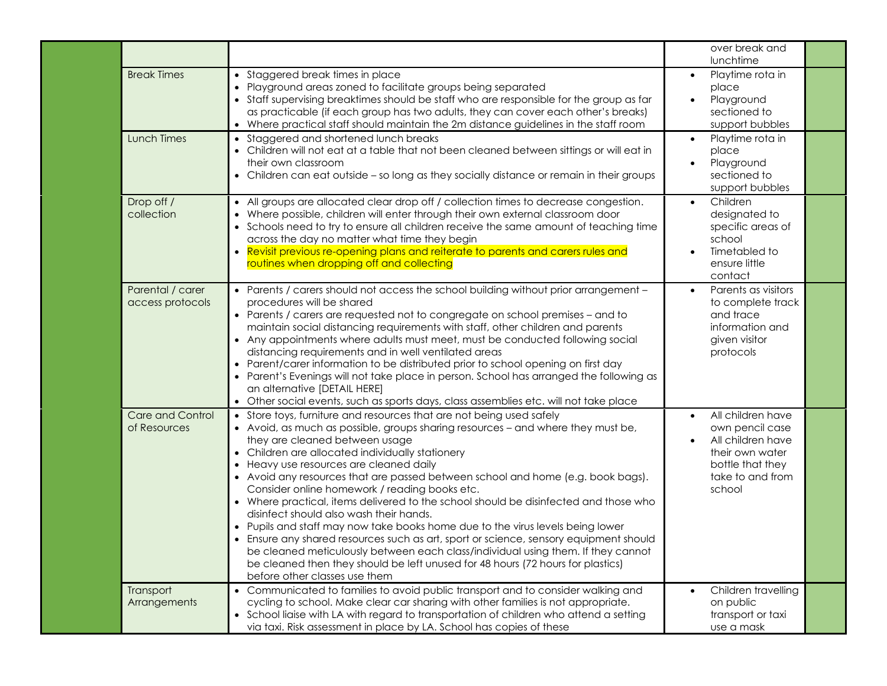| | | | | |
|---|---|---|---|---|
| | | | over break and lunchtime | |
| | Break Times | • Staggered break times in place<br>• Playground areas zoned to facilitate groups being separated<br>• Staff supervising breaktimes should be staff who are responsible for the group as far as practicable (if each group has two adults, they can cover each other's breaks)<br>• Where practical staff should maintain the 2m distance guidelines in the staff room | • Playtime rota in place<br>• Playground sectioned to support bubbles | |
| | Lunch Times | • Staggered and shortened lunch breaks<br>• Children will not eat at a table that not been cleaned between sittings or will eat in their own classroom<br>• Children can eat outside – so long as they socially distance or remain in their groups | • Playtime rota in place<br>• Playground sectioned to support bubbles | |
| | Drop off / collection | • All groups are allocated clear drop off / collection times to decrease congestion.<br>• Where possible, children will enter through their own external classroom door<br>• Schools need to try to ensure all children receive the same amount of teaching time across the day no matter what time they begin<br>• Revisit previous re-opening plans and reiterate to parents and carers rules and routines when dropping off and collecting | • Children designated to specific areas of school<br>• Timetabled to ensure little contact | |
| | Parental / carer access protocols | • Parents / carers should not access the school building without prior arrangement – procedures will be shared<br>• Parents / carers are requested not to congregate on school premises – and to maintain social distancing requirements with staff, other children and parents<br>• Any appointments where adults must meet, must be conducted following social distancing requirements and in well ventilated areas<br>• Parent/carer information to be distributed prior to school opening on first day<br>• Parent's Evenings will not take place in person. School has arranged the following as an alternative [DETAIL HERE]<br>• Other social events, such as sports days, class assemblies etc. will not take place | • Parents as visitors to complete track and trace information and given visitor protocols | |
| | Care and Control of Resources | • Store toys, furniture and resources that are not being used safely<br>• Avoid, as much as possible, groups sharing resources – and where they must be, they are cleaned between usage<br>• Children are allocated individually stationery<br>• Heavy use resources are cleaned daily<br>• Avoid any resources that are passed between school and home (e.g. book bags). Consider online homework / reading books etc.<br>• Where practical, items delivered to the school should be disinfected and those who disinfect should also wash their hands.<br>• Pupils and staff may now take books home due to the virus levels being lower<br>• Ensure any shared resources such as art, sport or science, sensory equipment should be cleaned meticulously between each class/individual using them. If they cannot be cleaned then they should be left unused for 48 hours (72 hours for plastics) before other classes use them | • All children have own pencil case<br>• All children have their own water bottle that they take to and from school | |
| | Transport Arrangements | • Communicated to families to avoid public transport and to consider walking and cycling to school. Make clear car sharing with other families is not appropriate.<br>• School liaise with LA with regard to transportation of children who attend a setting via taxi. Risk assessment in place by LA. School has copies of these | • Children travelling on public transport or taxi use a mask | |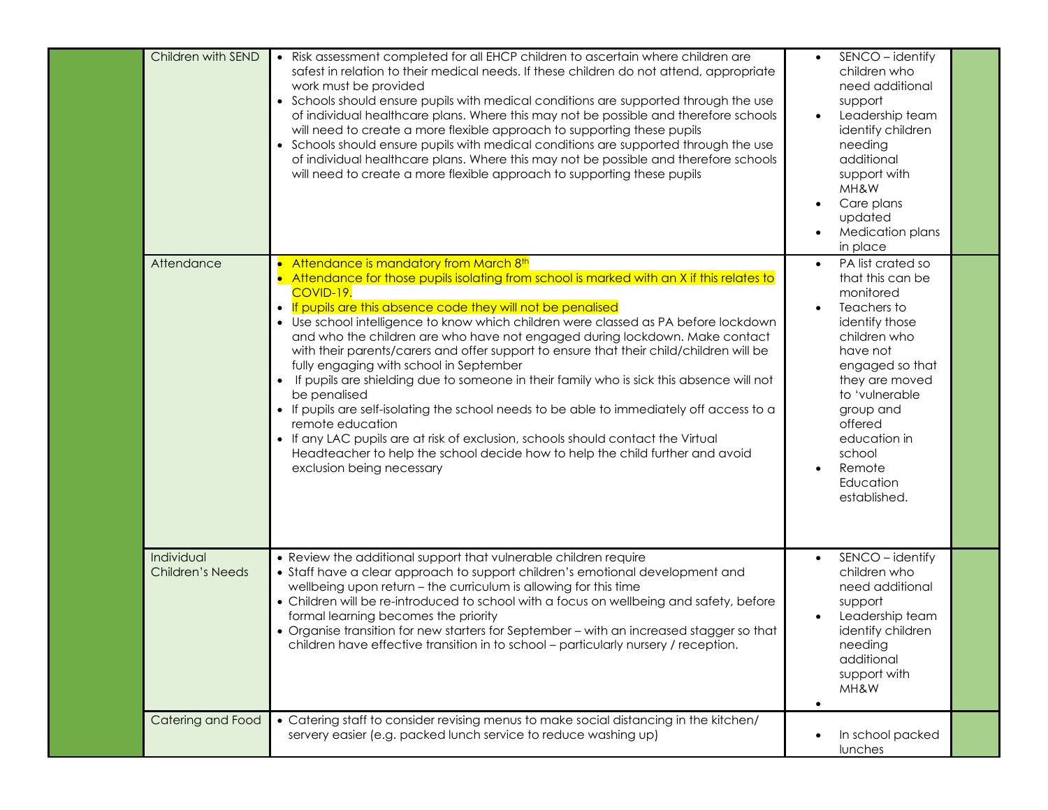| | | | | |
|---|---|---|---|---|
| | Children with SEND | • Risk assessment completed for all EHCP children to ascertain where children are safest in relation to their medical needs. If these children do not attend, appropriate work must be provided<br>• Schools should ensure pupils with medical conditions are supported through the use of individual healthcare plans. Where this may not be possible and therefore schools will need to create a more flexible approach to supporting these pupils<br>• Schools should ensure pupils with medical conditions are supported through the use of individual healthcare plans. Where this may not be possible and therefore schools will need to create a more flexible approach to supporting these pupils | • SENCO – identify children who need additional support<br>• Leadership team identify children needing additional support with MH&W<br>• Care plans updated<br>• Medication plans in place | |
| | Attendance | • Attendance is mandatory from March 8th<br>• Attendance for those pupils isolating from school is marked with an X if this relates to COVID-19.<br>• If pupils are this absence code they will not be penalised<br>• Use school intelligence to know which children were classed as PA before lockdown and who the children are who have not engaged during lockdown. Make contact with their parents/carers and offer support to ensure that their child/children will be fully engaging with school in September<br>• If pupils are shielding due to someone in their family who is sick this absence will not be penalised<br>• If pupils are self-isolating the school needs to be able to immediately off access to a remote education<br>• If any LAC pupils are at risk of exclusion, schools should contact the Virtual Headteacher to help the school decide how to help the child further and avoid exclusion being necessary | • PA list crated so that this can be monitored<br>• Teachers to identify those children who have not engaged so that they are moved to 'vulnerable group and offered education in school<br>• Remote Education established. | |
| | Individual Children's Needs | • Review the additional support that vulnerable children require<br>• Staff have a clear approach to support children's emotional development and wellbeing upon return – the curriculum is allowing for this time<br>• Children will be re-introduced to school with a focus on wellbeing and safety, before formal learning becomes the priority<br>• Organise transition for new starters for September – with an increased stagger so that children have effective transition in to school – particularly nursery / reception. | • SENCO – identify children who need additional support<br>• Leadership team identify children needing additional support with MH&W<br>• | |
| | Catering and Food | • Catering staff to consider revising menus to make social distancing in the kitchen/ servery easier (e.g. packed lunch service to reduce washing up) | • In school packed lunches | |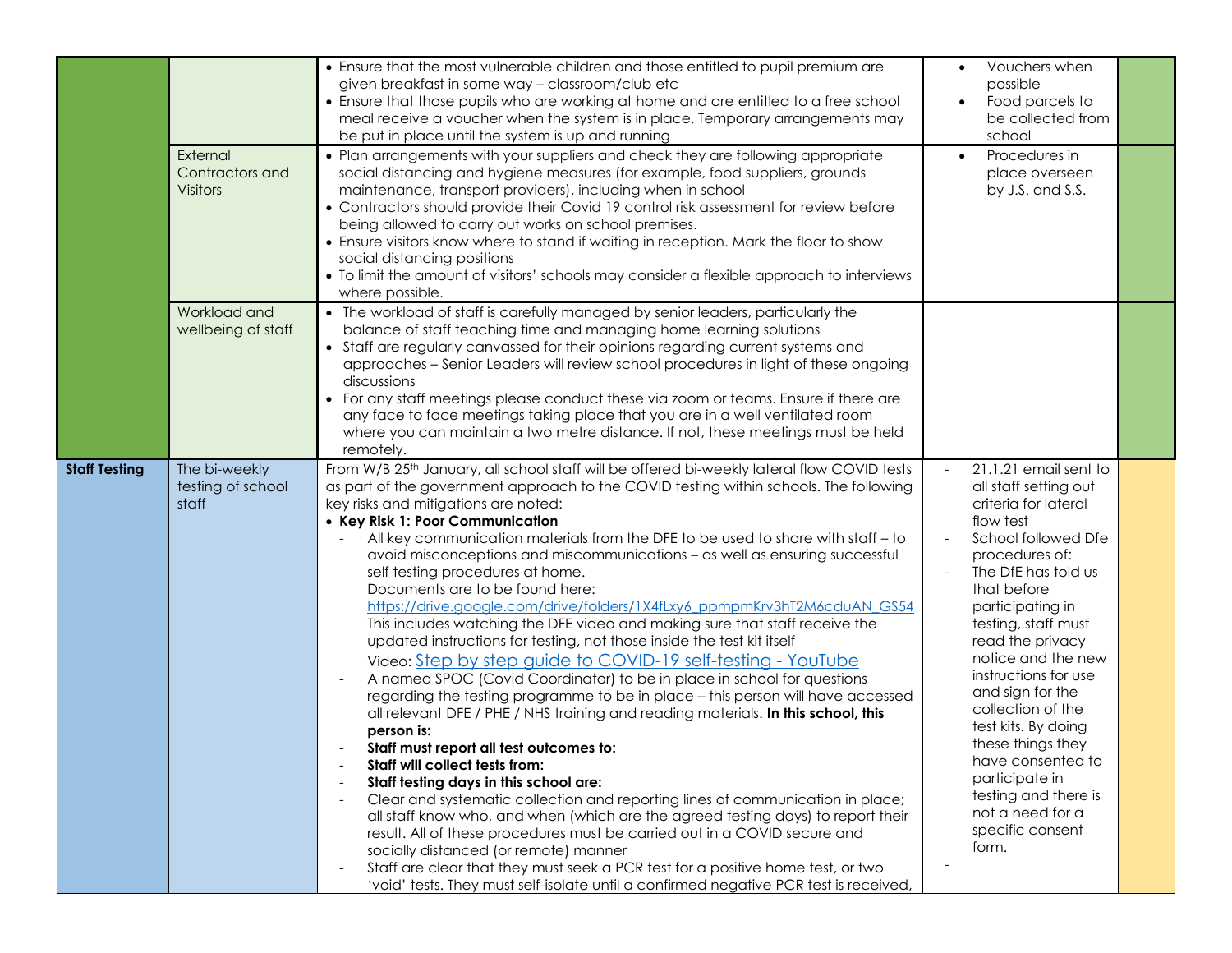| | | | | |
|---|---|---|---|---|
| | | • Ensure that the most vulnerable children and those entitled to pupil premium are given breakfast in some way – classroom/club etc<br>• Ensure that those pupils who are working at home and are entitled to a free school meal receive a voucher when the system is in place. Temporary arrangements may be put in place until the system is up and running | • Vouchers when possible<br>• Food parcels to be collected from school | |
| | External Contractors and Visitors | • Plan arrangements with your suppliers and check they are following appropriate social distancing and hygiene measures (for example, food suppliers, grounds maintenance, transport providers), including when in school<br>• Contractors should provide their Covid 19 control risk assessment for review before being allowed to carry out works on school premises.<br>• Ensure visitors know where to stand if waiting in reception. Mark the floor to show social distancing positions<br>• To limit the amount of visitors' schools may consider a flexible approach to interviews where possible. | • Procedures in place overseen by J.S. and S.S. | |
| | Workload and wellbeing of staff | • The workload of staff is carefully managed by senior leaders, particularly the balance of staff teaching time and managing home learning solutions<br>• Staff are regularly canvassed for their opinions regarding current systems and approaches – Senior Leaders will review school procedures in light of these ongoing discussions<br>• For any staff meetings please conduct these via zoom or teams. Ensure if there are any face to face meetings taking place that you are in a well ventilated room where you can maintain a two metre distance. If not, these meetings must be held remotely. | | |
| **Staff Testing** | The bi-weekly testing of school staff | From W/B 25th January, all school staff will be offered bi-weekly lateral flow COVID tests as part of the government approach to the COVID testing within schools. The following key risks and mitigations are noted:<br>• **Key Risk 1: Poor Communication**<br>- All key communication materials from the DFE to be used to share with staff – to avoid misconceptions and miscommunications – as well as ensuring successful self testing procedures at home.<br>Documents are to be found here:<br>https://drive.google.com/drive/folders/1X4fLxy6_ppmpmKrv3hT2M6cduAN_GS54<br>This includes watching the DFE video and making sure that staff receive the updated instructions for testing, not those inside the test kit itself<br>Video: Step by step guide to COVID-19 self-testing - YouTube<br>- A named SPOC (Covid Coordinator) to be in place in school for questions regarding the testing programme to be in place – this person will have accessed all relevant DFE / PHE / NHS training and reading materials. **In this school, this person is:**<br>- **Staff must report all test outcomes to:**<br>- **Staff will collect tests from:**<br>- **Staff testing days in this school are:**<br>- Clear and systematic collection and reporting lines of communication in place; all staff know who, and when (which are the agreed testing days) to report their result. All of these procedures must be carried out in a COVID secure and socially distanced (or remote) manner<br>- Staff are clear that they must seek a PCR test for a positive home test, or two 'void' tests. They must self-isolate until a confirmed negative PCR test is received, | - 21.1.21 email sent to all staff setting out criteria for lateral flow test<br>- School followed Dfe procedures of:<br>- The DfE has told us that before participating in testing, staff must read the privacy notice and the new instructions for use and sign for the collection of the test kits. By doing these things they have consented to participate in testing and there is not a need for a specific consent form.<br>- | |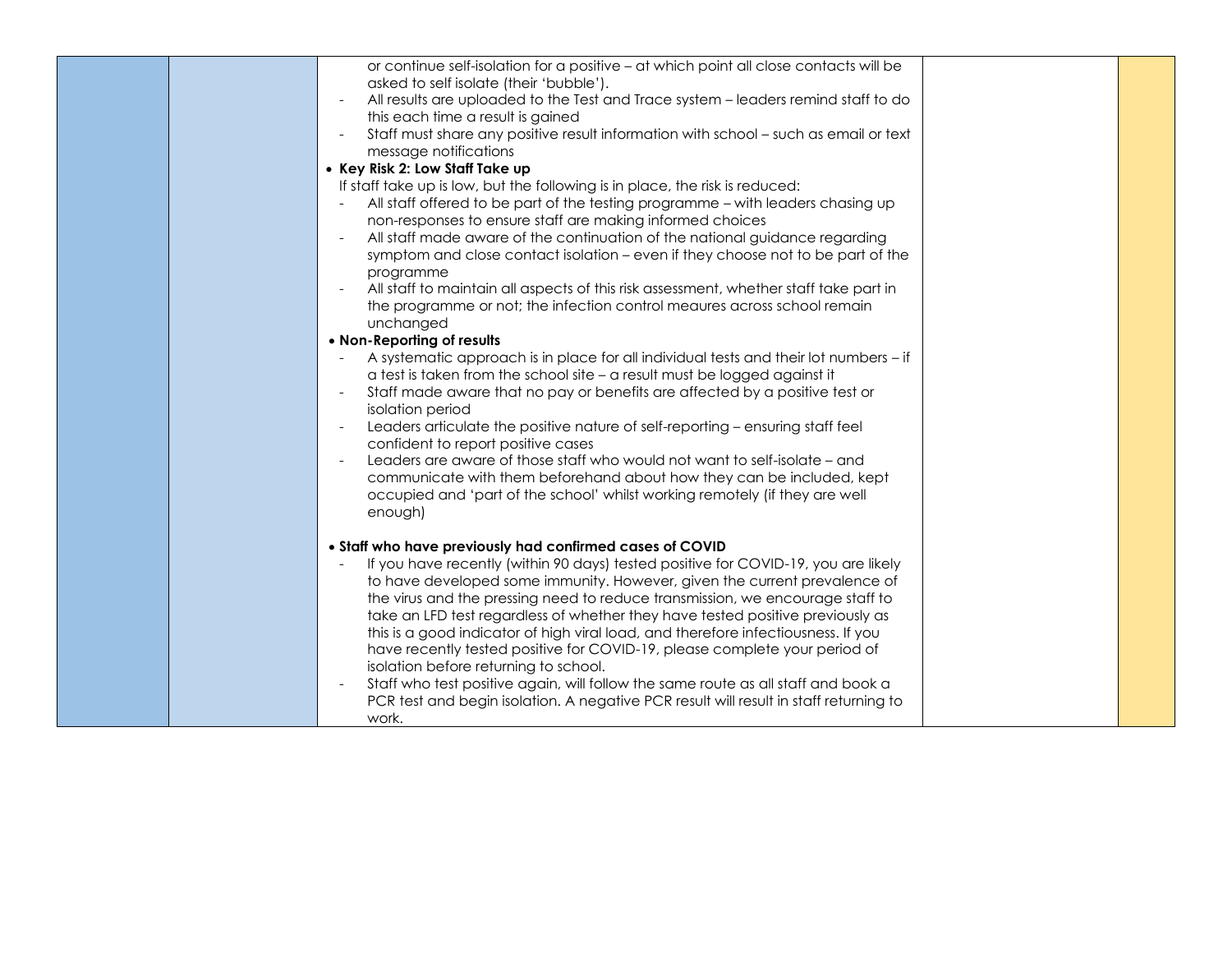| | | | | |
|---|---|---|---|---|
| | | or continue self-isolation for a positive – at which point all close contacts will be asked to self isolate (their 'bubble').<br>- All results are uploaded to the Test and Trace system – leaders remind staff to do this each time a result is gained<br>- Staff must share any positive result information with school – such as email or text message notifications<br>• **Key Risk 2: Low Staff Take up**<br>If staff take up is low, but the following is in place, the risk is reduced:<br>- All staff offered to be part of the testing programme – with leaders chasing up non-responses to ensure staff are making informed choices<br>- All staff made aware of the continuation of the national guidance regarding symptom and close contact isolation – even if they choose not to be part of the programme<br>- All staff to maintain all aspects of this risk assessment, whether staff take part in the programme or not; the infection control meaures across school remain unchanged<br>• **Non-Reporting of results**<br>- A systematic approach is in place for all individual tests and their lot numbers – if a test is taken from the school site – a result must be logged against it<br>- Staff made aware that no pay or benefits are affected by a positive test or isolation period<br>- Leaders articulate the positive nature of self-reporting – ensuring staff feel confident to report positive cases<br>- Leaders are aware of those staff who would not want to self-isolate – and communicate with them beforehand about how they can be included, kept occupied and 'part of the school' whilst working remotely (if they are well enough)<br><br>• **Staff who have previously had confirmed cases of COVID**<br>- If you have recently (within 90 days) tested positive for COVID-19, you are likely to have developed some immunity. However, given the current prevalence of the virus and the pressing need to reduce transmission, we encourage staff to take an LFD test regardless of whether they have tested positive previously as this is a good indicator of high viral load, and therefore infectiousness. If you have recently tested positive for COVID-19, please complete your period of isolation before returning to school.<br>- Staff who test positive again, will follow the same route as all staff and book a PCR test and begin isolation. A negative PCR result will result in staff returning to work. | | |